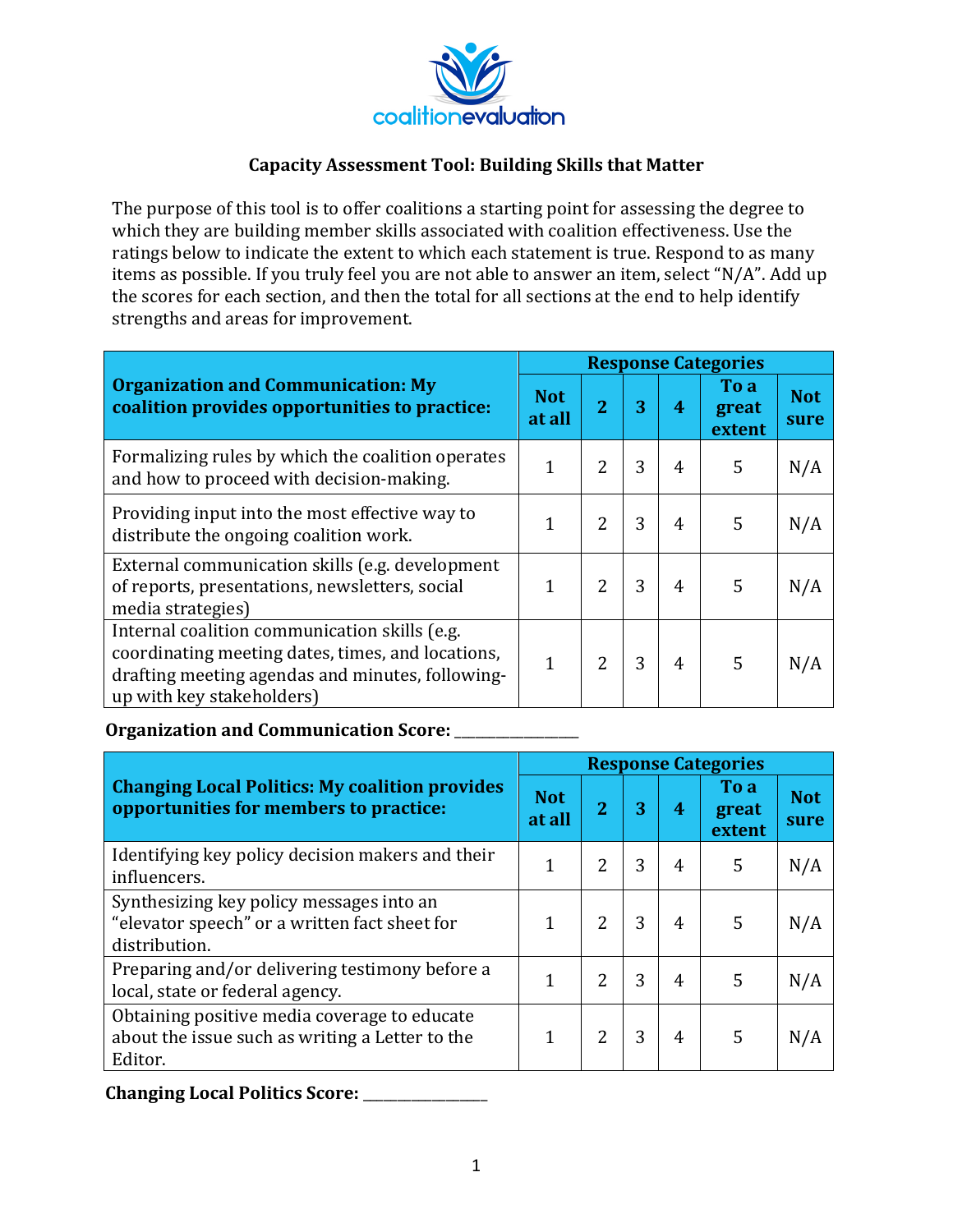# Capacity Assessment Tool: Building Skills that Matter

The purpose of this tool is to offer coalitions a starting point for assessing the degree to which they are building member skills associated with coalition effectiveness. Use the ratings below to indicate the extent to which each statement is true. Respond to as many items as possible. If you truly feel you are not able to answer an item, select "N/A". Add up the scores for each section, and then the total for all sections at the end to help identify strengths and areas for improvement.

| Organization and Communication: My coalition provides opportunities to practice: | Response Categories | | | | | |
|---|---|---|---|---|---|---|
| | Not at all | 2 | 3 | 4 | To a great extent | Not sure |
| Formalizing rules by which the coalition operates and how to proceed with decision-making. | 1 | 2 | 3 | 4 | 5 | N/A |
| Providing input into the most effective way to distribute the ongoing coalition work. | 1 | 2 | 3 | 4 | 5 | N/A |
| External communication skills (e.g. development of reports, presentations, newsletters, social media strategies) | 1 | 2 | 3 | 4 | 5 | N/A |
| Internal coalition communication skills (e.g. coordinating meeting dates, times, and locations, drafting meeting agendas and minutes, following-up with key stakeholders) | 1 | 2 | 3 | 4 | 5 | N/A |

**Organization and Communication Score: _______________**

| Changing Local Politics: My coalition provides opportunities for members to practice: | Response Categories | | | | | |
|---|---|---|---|---|---|---|
| | Not at all | 2 | 3 | 4 | To a great extent | Not sure |
| Identifying key policy decision makers and their influencers. | 1 | 2 | 3 | 4 | 5 | N/A |
| Synthesizing key policy messages into an "elevator speech" or a written fact sheet for distribution. | 1 | 2 | 3 | 4 | 5 | N/A |
| Preparing and/or delivering testimony before a local, state or federal agency. | 1 | 2 | 3 | 4 | 5 | N/A |
| Obtaining positive media coverage to educate about the issue such as writing a Letter to the Editor. | 1 | 2 | 3 | 4 | 5 | N/A |

**Changing Local Politics Score: _______________**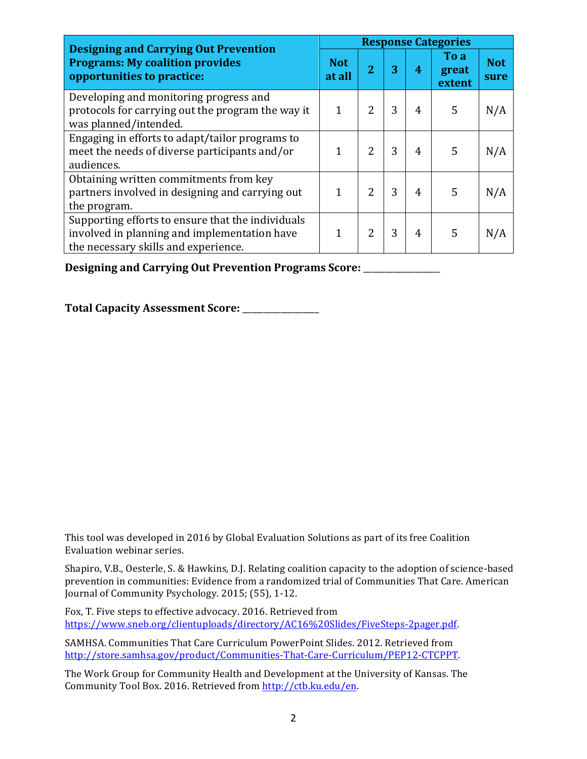| Designing and Carrying Out Prevention Programs: My coalition provides opportunities to practice: | Response Categories | | | | |
|---|---|---|---|---|---|
| | Not at all | 2 | 3 | 4 | To a great extent | Not sure |
| Developing and monitoring progress and protocols for carrying out the program the way it was planned/intended. | 1 | 2 | 3 | 4 | 5 | N/A |
| Engaging in efforts to adapt/tailor programs to meet the needs of diverse participants and/or audiences. | 1 | 2 | 3 | 4 | 5 | N/A |
| Obtaining written commitments from key partners involved in designing and carrying out the program. | 1 | 2 | 3 | 4 | 5 | N/A |
| Supporting efforts to ensure that the individuals involved in planning and implementation have the necessary skills and experience. | 1 | 2 | 3 | 4 | 5 | N/A |

**Designing and Carrying Out Prevention Programs Score: _______________**

**Total Capacity Assessment Score: _______________**

This tool was developed in 2016 by Global Evaluation Solutions as part of its free Coalition Evaluation webinar series.

Shapiro, V.B., Oesterle, S. & Hawkins, D.J. Relating coalition capacity to the adoption of science-based prevention in communities: Evidence from a randomized trial of Communities That Care. American Journal of Community Psychology. 2015; (55), 1-12.

Fox, T. Five steps to effective advocacy. 2016. Retrieved from https://www.sneb.org/clientuploads/directory/AC16%20Slides/FiveSteps-2pager.pdf.

SAMHSA. Communities That Care Curriculum PowerPoint Slides. 2012. Retrieved from http://store.samhsa.gov/product/Communities-That-Care-Curriculum/PEP12-CTCPPT.

The Work Group for Community Health and Development at the University of Kansas. The Community Tool Box. 2016. Retrieved from http://ctb.ku.edu/en.